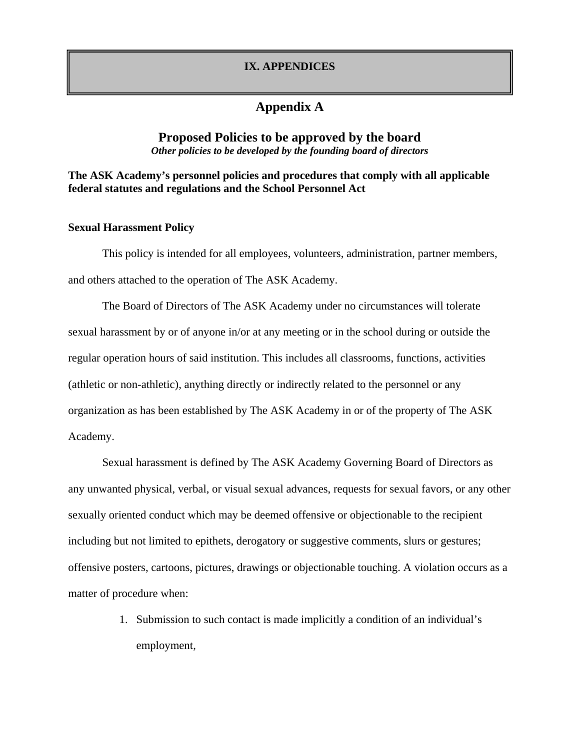# IX. APPENDICES

## Appendix A

## Proposed Policies to be approved by the board

***Other policies to be developed by the founding board of directors***

**The ASK Academy's personnel policies and procedures that comply with all applicable federal statutes and regulations and the School Personnel Act**

**Sexual Harassment Policy**

This policy is intended for all employees, volunteers, administration, partner members, and others attached to the operation of The ASK Academy.

The Board of Directors of The ASK Academy under no circumstances will tolerate sexual harassment by or of anyone in/or at any meeting or in the school during or outside the regular operation hours of said institution. This includes all classrooms, functions, activities (athletic or non-athletic), anything directly or indirectly related to the personnel or any organization as has been established by The ASK Academy in or of the property of The ASK Academy.

Sexual harassment is defined by The ASK Academy Governing Board of Directors as any unwanted physical, verbal, or visual sexual advances, requests for sexual favors, or any other sexually oriented conduct which may be deemed offensive or objectionable to the recipient including but not limited to epithets, derogatory or suggestive comments, slurs or gestures; offensive posters, cartoons, pictures, drawings or objectionable touching. A violation occurs as a matter of procedure when:

1. Submission to such contact is made implicitly a condition of an individual's employment,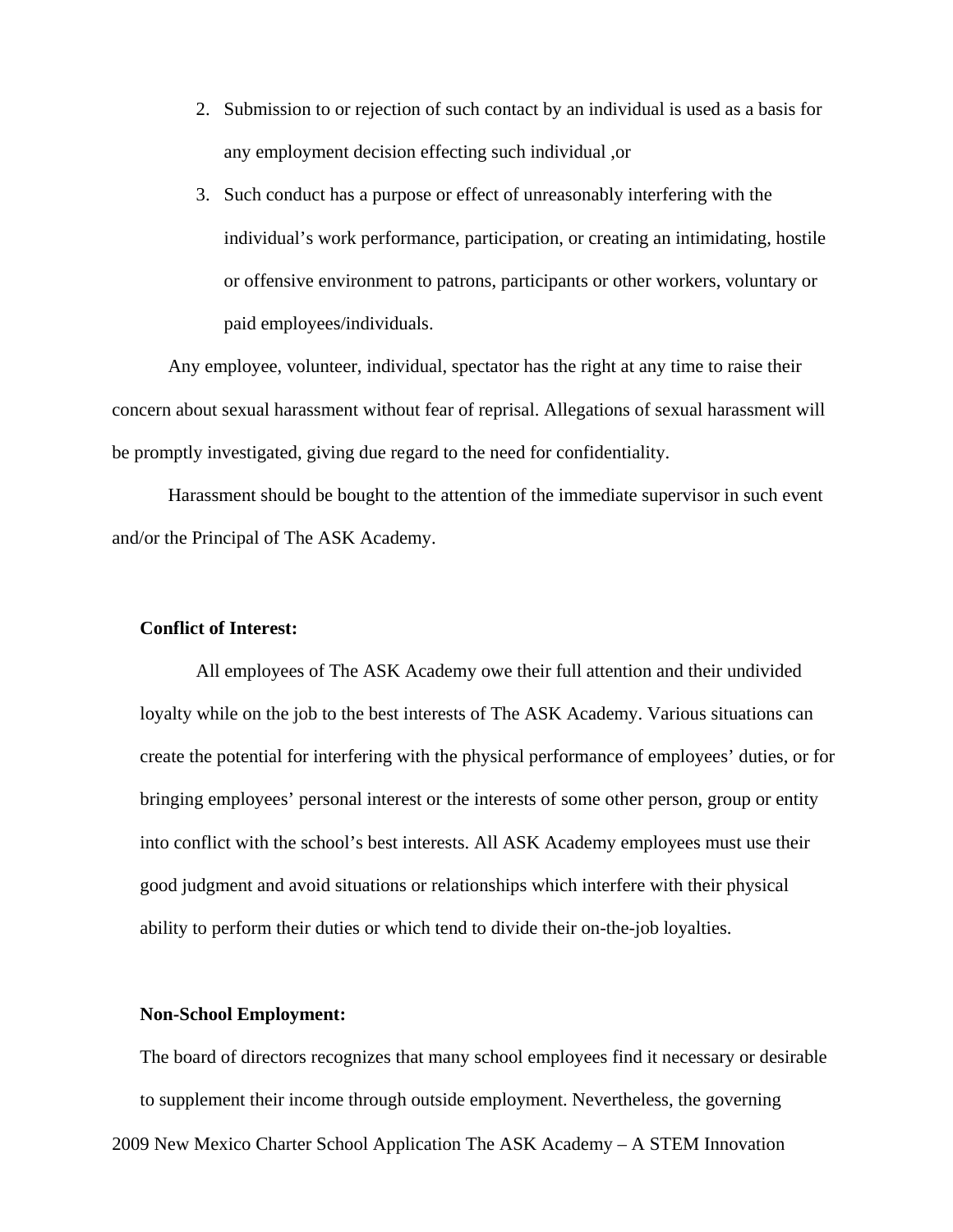2. Submission to or rejection of such contact by an individual is used as a basis for any employment decision effecting such individual ,or
3. Such conduct has a purpose or effect of unreasonably interfering with the individual's work performance, participation, or creating an intimidating, hostile or offensive environment to patrons, participants or other workers, voluntary or paid employees/individuals.

Any employee, volunteer, individual, spectator has the right at any time to raise their concern about sexual harassment without fear of reprisal. Allegations of sexual harassment will be promptly investigated, giving due regard to the need for confidentiality.

Harassment should be bought to the attention of the immediate supervisor in such event and/or the Principal of The ASK Academy.

**Conflict of Interest:**

All employees of The ASK Academy owe their full attention and their undivided loyalty while on the job to the best interests of The ASK Academy. Various situations can create the potential for interfering with the physical performance of employees' duties, or for bringing employees' personal interest or the interests of some other person, group or entity into conflict with the school's best interests. All ASK Academy employees must use their good judgment and avoid situations or relationships which interfere with their physical ability to perform their duties or which tend to divide their on-the-job loyalties.

**Non-School Employment:**

The board of directors recognizes that many school employees find it necessary or desirable to supplement their income through outside employment. Nevertheless, the governing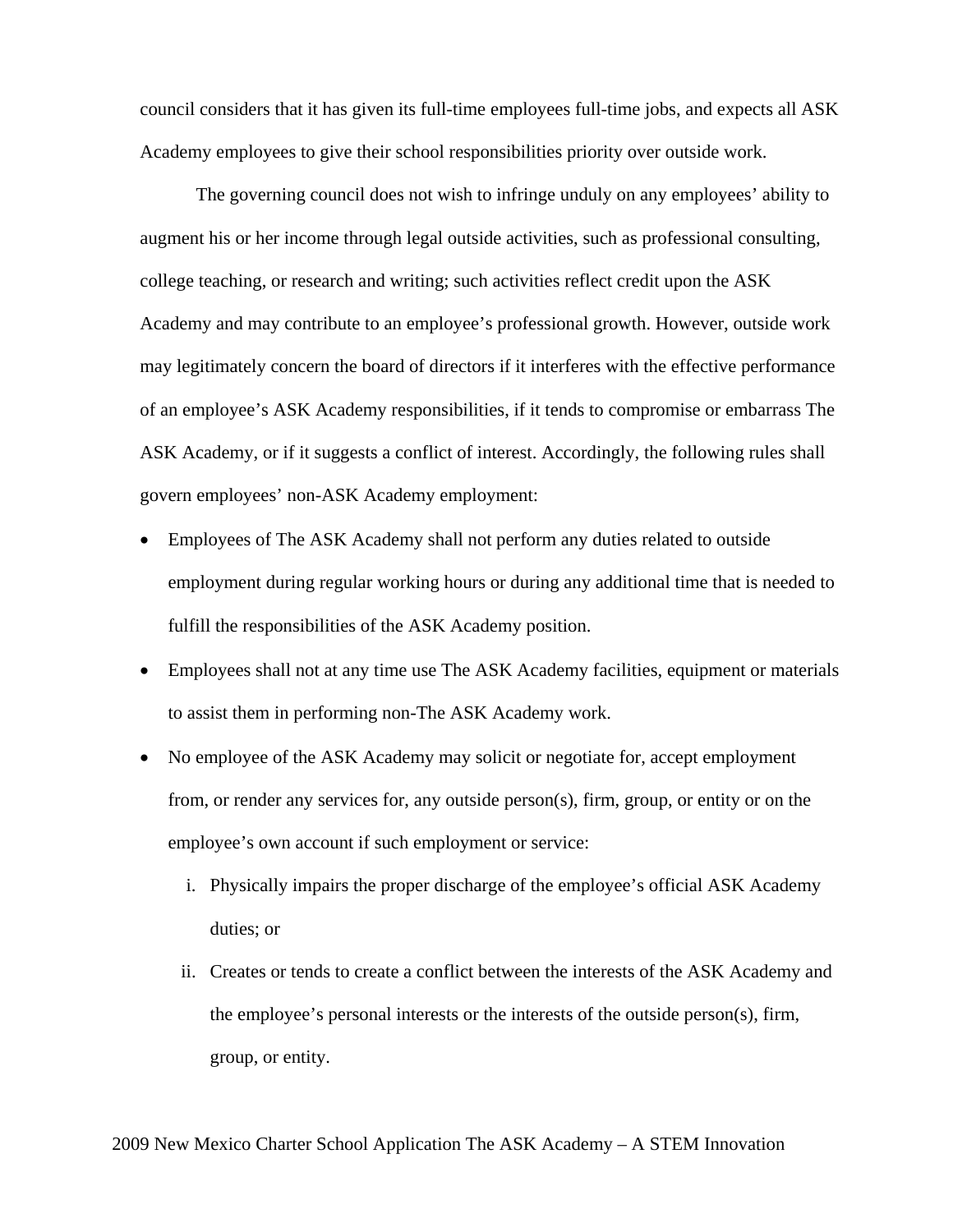council considers that it has given its full-time employees full-time jobs, and expects all ASK Academy employees to give their school responsibilities priority over outside work.

The governing council does not wish to infringe unduly on any employees' ability to augment his or her income through legal outside activities, such as professional consulting, college teaching, or research and writing; such activities reflect credit upon the ASK Academy and may contribute to an employee's professional growth. However, outside work may legitimately concern the board of directors if it interferes with the effective performance of an employee's ASK Academy responsibilities, if it tends to compromise or embarrass The ASK Academy, or if it suggests a conflict of interest. Accordingly, the following rules shall govern employees' non-ASK Academy employment:

- Employees of The ASK Academy shall not perform any duties related to outside employment during regular working hours or during any additional time that is needed to fulfill the responsibilities of the ASK Academy position.
- Employees shall not at any time use The ASK Academy facilities, equipment or materials to assist them in performing non-The ASK Academy work.
- No employee of the ASK Academy may solicit or negotiate for, accept employment from, or render any services for, any outside person(s), firm, group, or entity or on the employee's own account if such employment or service:
    i. Physically impairs the proper discharge of the employee's official ASK Academy duties; or
    ii. Creates or tends to create a conflict between the interests of the ASK Academy and the employee's personal interests or the interests of the outside person(s), firm, group, or entity.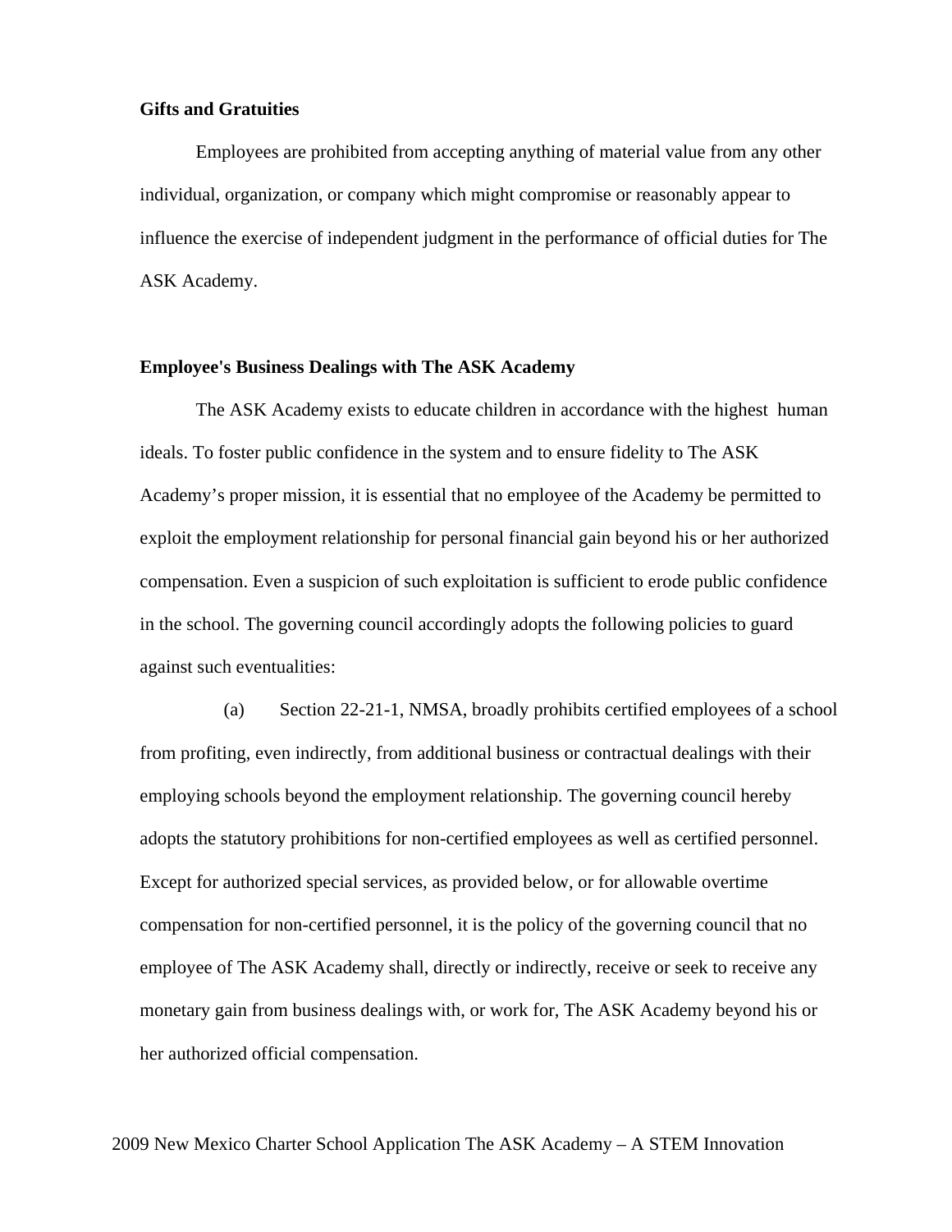**Gifts and Gratuities**

Employees are prohibited from accepting anything of material value from any other individual, organization, or company which might compromise or reasonably appear to influence the exercise of independent judgment in the performance of official duties for The ASK Academy.

**Employee's Business Dealings with The ASK Academy**

The ASK Academy exists to educate children in accordance with the highest human ideals. To foster public confidence in the system and to ensure fidelity to The ASK Academy's proper mission, it is essential that no employee of the Academy be permitted to exploit the employment relationship for personal financial gain beyond his or her authorized compensation. Even a suspicion of such exploitation is sufficient to erode public confidence in the school. The governing council accordingly adopts the following policies to guard against such eventualities:

(a) Section 22-21-1, NMSA, broadly prohibits certified employees of a school from profiting, even indirectly, from additional business or contractual dealings with their employing schools beyond the employment relationship. The governing council hereby adopts the statutory prohibitions for non-certified employees as well as certified personnel. Except for authorized special services, as provided below, or for allowable overtime compensation for non-certified personnel, it is the policy of the governing council that no employee of The ASK Academy shall, directly or indirectly, receive or seek to receive any monetary gain from business dealings with, or work for, The ASK Academy beyond his or her authorized official compensation.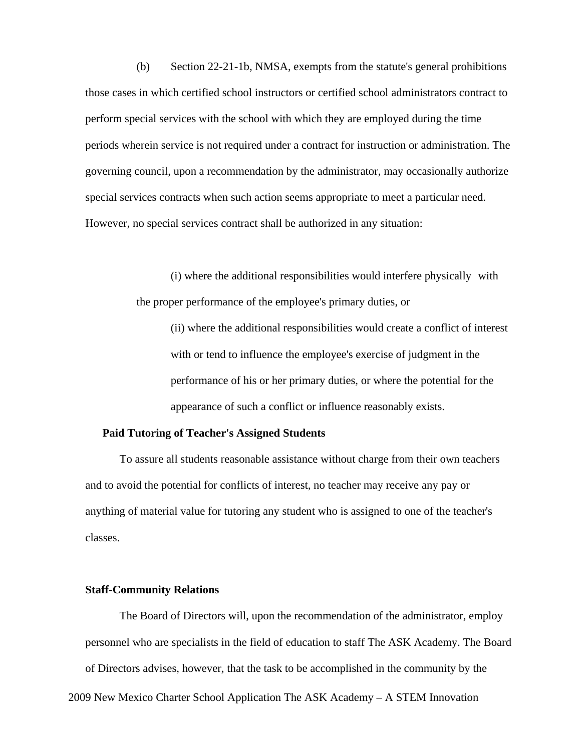(b) Section 22-21-1b, NMSA, exempts from the statute's general prohibitions those cases in which certified school instructors or certified school administrators contract to perform special services with the school with which they are employed during the time periods wherein service is not required under a contract for instruction or administration. The governing council, upon a recommendation by the administrator, may occasionally authorize special services contracts when such action seems appropriate to meet a particular need. However, no special services contract shall be authorized in any situation:

(i) where the additional responsibilities would interfere physically with the proper performance of the employee's primary duties, or

(ii) where the additional responsibilities would create a conflict of interest with or tend to influence the employee's exercise of judgment in the performance of his or her primary duties, or where the potential for the appearance of such a conflict or influence reasonably exists.

**Paid Tutoring of Teacher's Assigned Students**

To assure all students reasonable assistance without charge from their own teachers and to avoid the potential for conflicts of interest, no teacher may receive any pay or anything of material value for tutoring any student who is assigned to one of the teacher's classes.

**Staff-Community Relations**

The Board of Directors will, upon the recommendation of the administrator, employ personnel who are specialists in the field of education to staff The ASK Academy. The Board of Directors advises, however, that the task to be accomplished in the community by the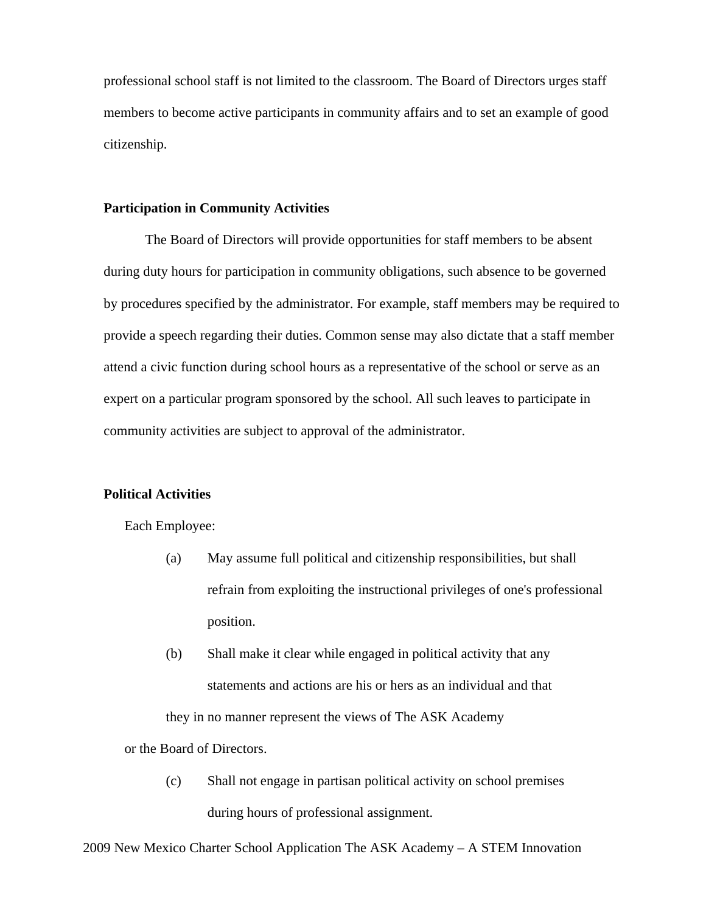professional school staff is not limited to the classroom. The Board of Directors urges staff members to become active participants in community affairs and to set an example of good citizenship.

**Participation in Community Activities**

The Board of Directors will provide opportunities for staff members to be absent during duty hours for participation in community obligations, such absence to be governed by procedures specified by the administrator. For example, staff members may be required to provide a speech regarding their duties. Common sense may also dictate that a staff member attend a civic function during school hours as a representative of the school or serve as an expert on a particular program sponsored by the school. All such leaves to participate in community activities are subject to approval of the administrator.

**Political Activities**

Each Employee:

(a) May assume full political and citizenship responsibilities, but shall refrain from exploiting the instructional privileges of one's professional position.

(b) Shall make it clear while engaged in political activity that any statements and actions are his or hers as an individual and that they in no manner represent the views of The ASK Academy or the Board of Directors.

(c) Shall not engage in partisan political activity on school premises during hours of professional assignment.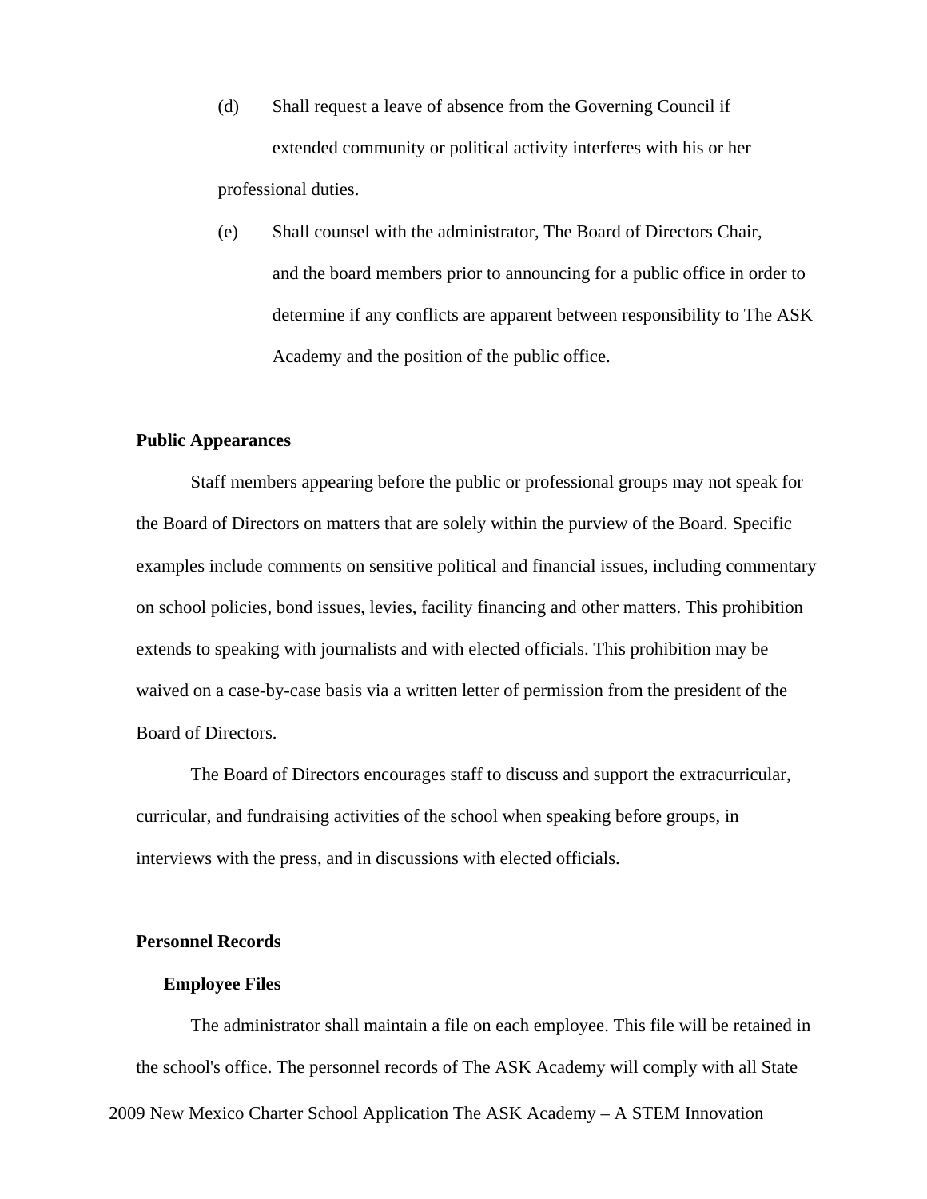(d) Shall request a leave of absence from the Governing Council if extended community or political activity interferes with his or her professional duties.

(e) Shall counsel with the administrator, The Board of Directors Chair, and the board members prior to announcing for a public office in order to determine if any conflicts are apparent between responsibility to The ASK Academy and the position of the public office.

**Public Appearances**

Staff members appearing before the public or professional groups may not speak for the Board of Directors on matters that are solely within the purview of the Board. Specific examples include comments on sensitive political and financial issues, including commentary on school policies, bond issues, levies, facility financing and other matters. This prohibition extends to speaking with journalists and with elected officials. This prohibition may be waived on a case-by-case basis via a written letter of permission from the president of the Board of Directors.

The Board of Directors encourages staff to discuss and support the extracurricular, curricular, and fundraising activities of the school when speaking before groups, in interviews with the press, and in discussions with elected officials.

**Personnel Records**

**Employee Files**

The administrator shall maintain a file on each employee. This file will be retained in the school's office. The personnel records of The ASK Academy will comply with all State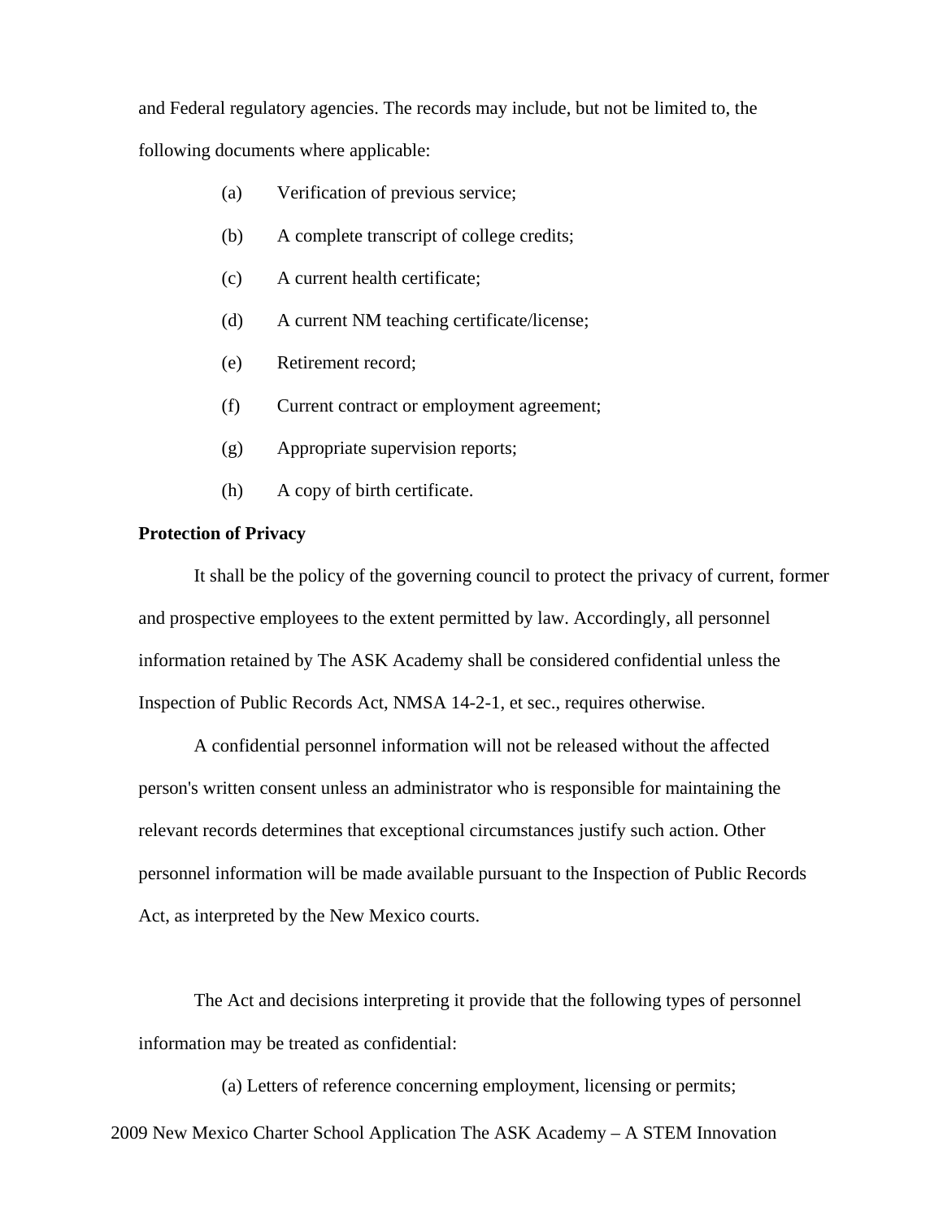and Federal regulatory agencies. The records may include, but not be limited to, the following documents where applicable:

- (a) Verification of previous service;
- (b) A complete transcript of college credits;
- (c) A current health certificate;
- (d) A current NM teaching certificate/license;
- (e) Retirement record;
- (f) Current contract or employment agreement;
- (g) Appropriate supervision reports;
- (h) A copy of birth certificate.

**Protection of Privacy**

It shall be the policy of the governing council to protect the privacy of current, former and prospective employees to the extent permitted by law. Accordingly, all personnel information retained by The ASK Academy shall be considered confidential unless the Inspection of Public Records Act, NMSA 14-2-1, et sec., requires otherwise.

A confidential personnel information will not be released without the affected person's written consent unless an administrator who is responsible for maintaining the relevant records determines that exceptional circumstances justify such action. Other personnel information will be made available pursuant to the Inspection of Public Records Act, as interpreted by the New Mexico courts.

The Act and decisions interpreting it provide that the following types of personnel information may be treated as confidential:

(a) Letters of reference concerning employment, licensing or permits;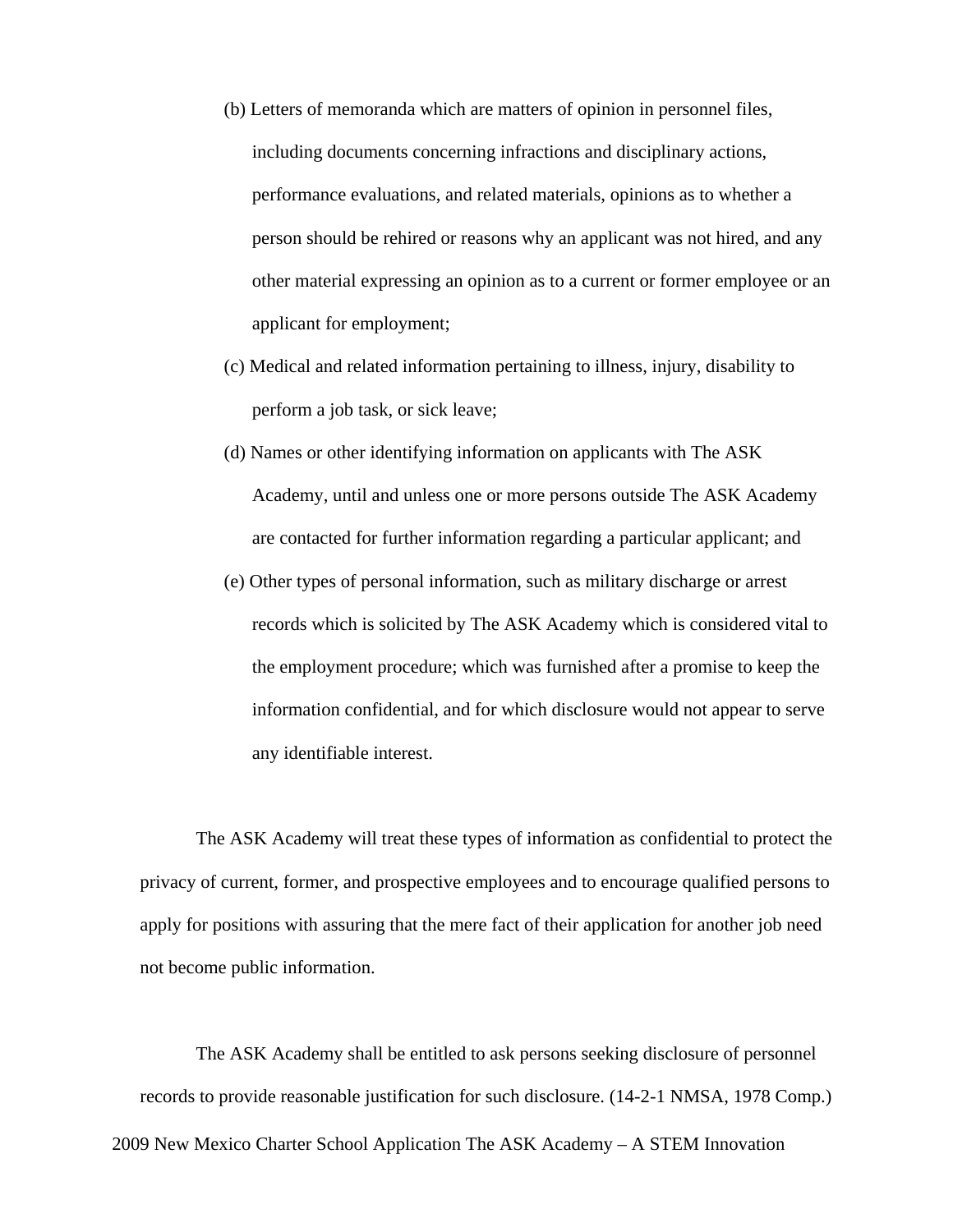(b) Letters of memoranda which are matters of opinion in personnel files, including documents concerning infractions and disciplinary actions, performance evaluations, and related materials, opinions as to whether a person should be rehired or reasons why an applicant was not hired, and any other material expressing an opinion as to a current or former employee or an applicant for employment;

(c) Medical and related information pertaining to illness, injury, disability to perform a job task, or sick leave;

(d) Names or other identifying information on applicants with The ASK Academy, until and unless one or more persons outside The ASK Academy are contacted for further information regarding a particular applicant; and

(e) Other types of personal information, such as military discharge or arrest records which is solicited by The ASK Academy which is considered vital to the employment procedure; which was furnished after a promise to keep the information confidential, and for which disclosure would not appear to serve any identifiable interest.

The ASK Academy will treat these types of information as confidential to protect the privacy of current, former, and prospective employees and to encourage qualified persons to apply for positions with assuring that the mere fact of their application for another job need not become public information.

The ASK Academy shall be entitled to ask persons seeking disclosure of personnel records to provide reasonable justification for such disclosure. (14-2-1 NMSA, 1978 Comp.)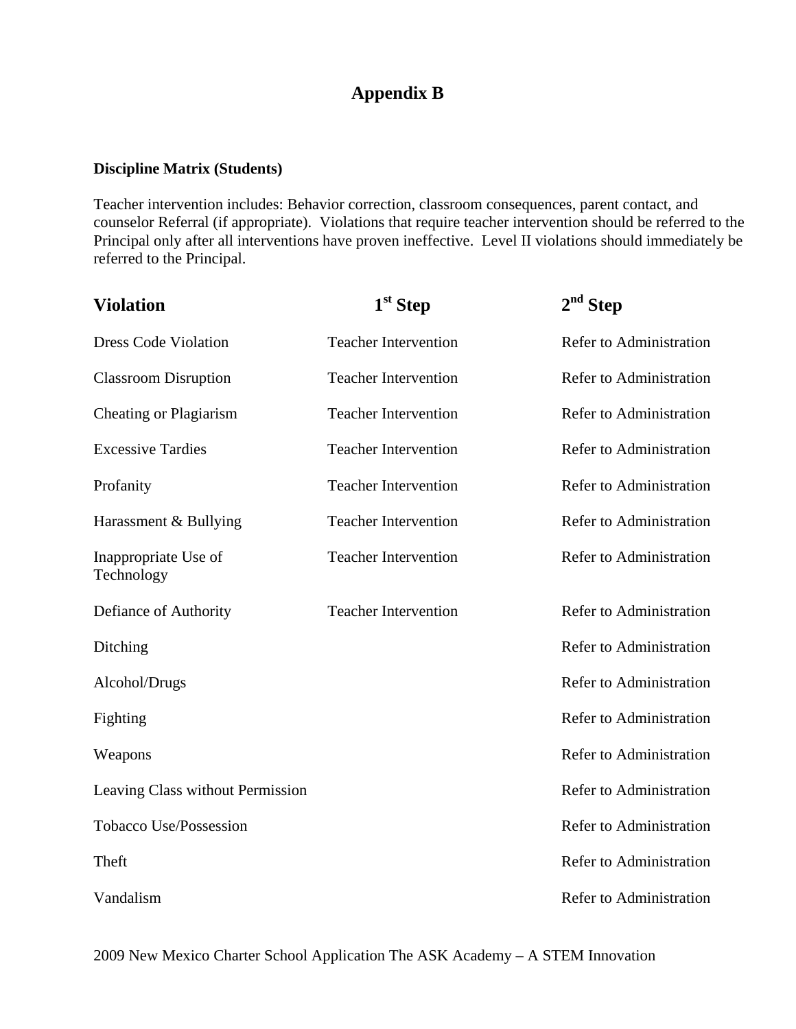# Appendix B

**Discipline Matrix (Students)**

Teacher intervention includes: Behavior correction, classroom consequences, parent contact, and counselor Referral (if appropriate). Violations that require teacher intervention should be referred to the Principal only after all interventions have proven ineffective. Level II violations should immediately be referred to the Principal.

| Violation | 1st Step | 2nd Step |
|---|---|---|
| Dress Code Violation | Teacher Intervention | Refer to Administration |
| Classroom Disruption | Teacher Intervention | Refer to Administration |
| Cheating or Plagiarism | Teacher Intervention | Refer to Administration |
| Excessive Tardies | Teacher Intervention | Refer to Administration |
| Profanity | Teacher Intervention | Refer to Administration |
| Harassment & Bullying | Teacher Intervention | Refer to Administration |
| Inappropriate Use of Technology | Teacher Intervention | Refer to Administration |
| Defiance of Authority | Teacher Intervention | Refer to Administration |
| Ditching | | Refer to Administration |
| Alcohol/Drugs | | Refer to Administration |
| Fighting | | Refer to Administration |
| Weapons | | Refer to Administration |
| Leaving Class without Permission | | Refer to Administration |
| Tobacco Use/Possession | | Refer to Administration |
| Theft | | Refer to Administration |
| Vandalism | | Refer to Administration |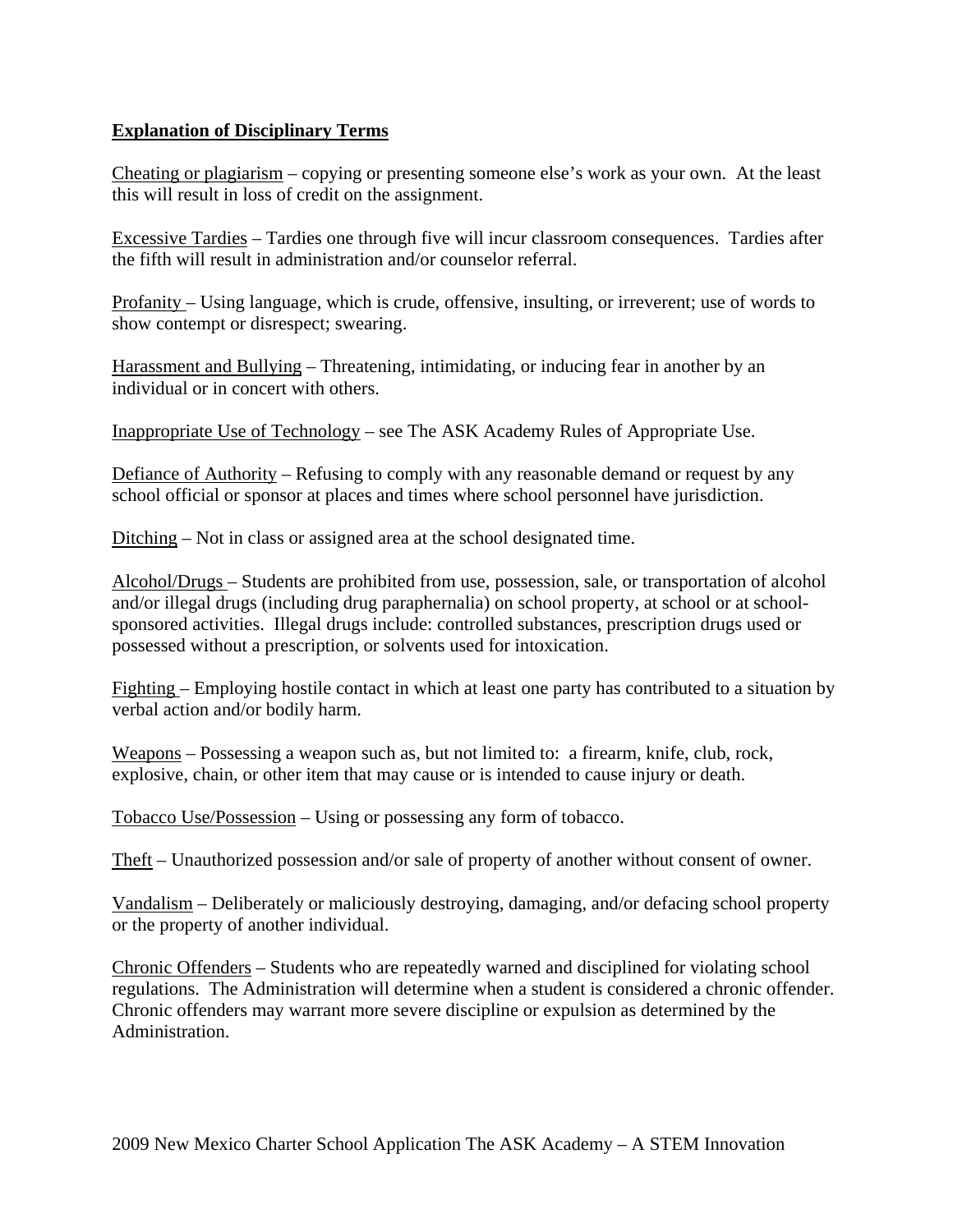**Explanation of Disciplinary Terms**

Cheating or plagiarism – copying or presenting someone else's work as your own. At the least this will result in loss of credit on the assignment.

Excessive Tardies – Tardies one through five will incur classroom consequences. Tardies after the fifth will result in administration and/or counselor referral.

Profanity – Using language, which is crude, offensive, insulting, or irreverent; use of words to show contempt or disrespect; swearing.

Harassment and Bullying – Threatening, intimidating, or inducing fear in another by an individual or in concert with others.

Inappropriate Use of Technology – see The ASK Academy Rules of Appropriate Use.

Defiance of Authority – Refusing to comply with any reasonable demand or request by any school official or sponsor at places and times where school personnel have jurisdiction.

Ditching – Not in class or assigned area at the school designated time.

Alcohol/Drugs – Students are prohibited from use, possession, sale, or transportation of alcohol and/or illegal drugs (including drug paraphernalia) on school property, at school or at school-sponsored activities. Illegal drugs include: controlled substances, prescription drugs used or possessed without a prescription, or solvents used for intoxication.

Fighting – Employing hostile contact in which at least one party has contributed to a situation by verbal action and/or bodily harm.

Weapons – Possessing a weapon such as, but not limited to: a firearm, knife, club, rock, explosive, chain, or other item that may cause or is intended to cause injury or death.

Tobacco Use/Possession – Using or possessing any form of tobacco.

Theft – Unauthorized possession and/or sale of property of another without consent of owner.

Vandalism – Deliberately or maliciously destroying, damaging, and/or defacing school property or the property of another individual.

Chronic Offenders – Students who are repeatedly warned and disciplined for violating school regulations. The Administration will determine when a student is considered a chronic offender. Chronic offenders may warrant more severe discipline or expulsion as determined by the Administration.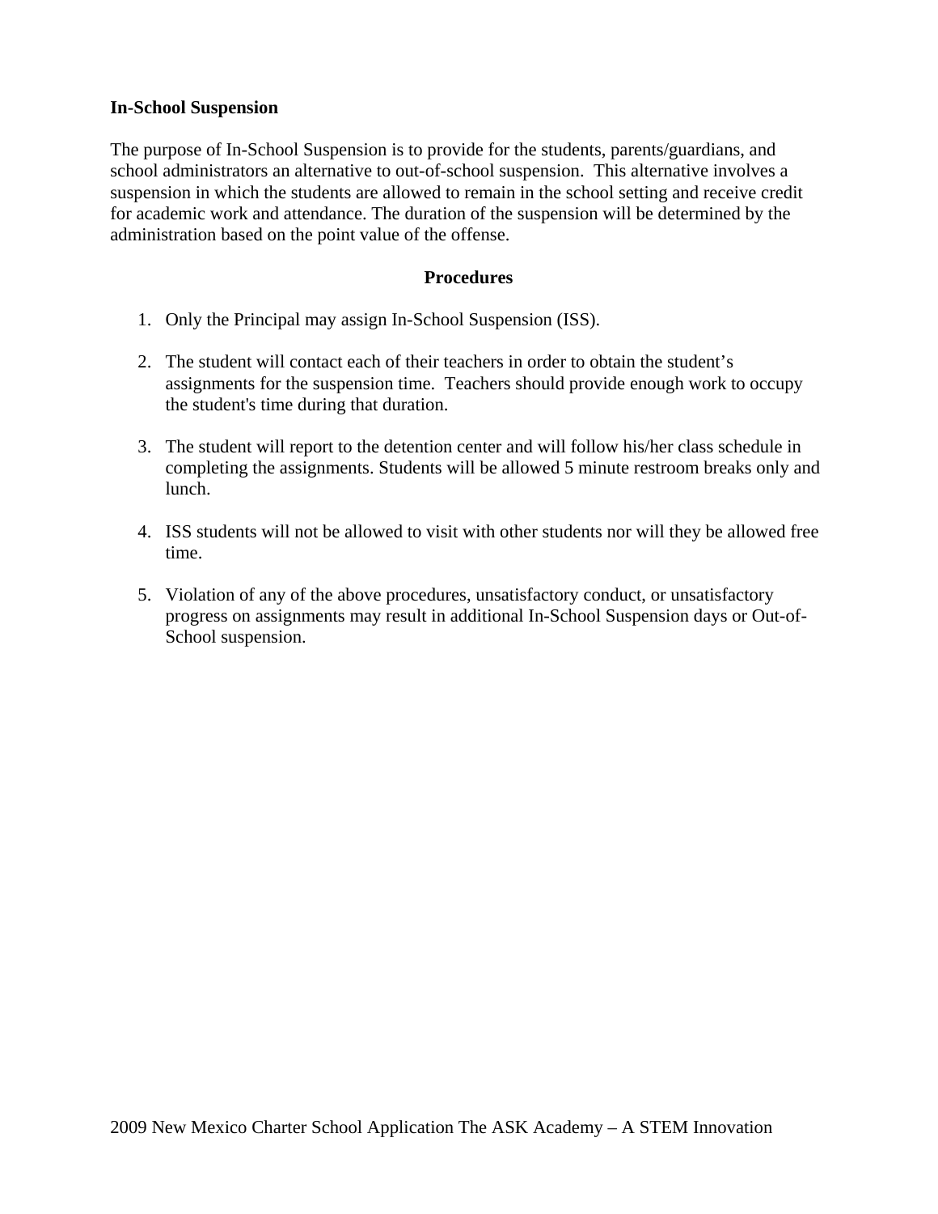**In-School Suspension**

The purpose of In-School Suspension is to provide for the students, parents/guardians, and school administrators an alternative to out-of-school suspension. This alternative involves a suspension in which the students are allowed to remain in the school setting and receive credit for academic work and attendance. The duration of the suspension will be determined by the administration based on the point value of the offense.

**Procedures**

1. Only the Principal may assign In-School Suspension (ISS).

2. The student will contact each of their teachers in order to obtain the student's assignments for the suspension time. Teachers should provide enough work to occupy the student's time during that duration.

3. The student will report to the detention center and will follow his/her class schedule in completing the assignments. Students will be allowed 5 minute restroom breaks only and lunch.

4. ISS students will not be allowed to visit with other students nor will they be allowed free time.

5. Violation of any of the above procedures, unsatisfactory conduct, or unsatisfactory progress on assignments may result in additional In-School Suspension days or Out-of-School suspension.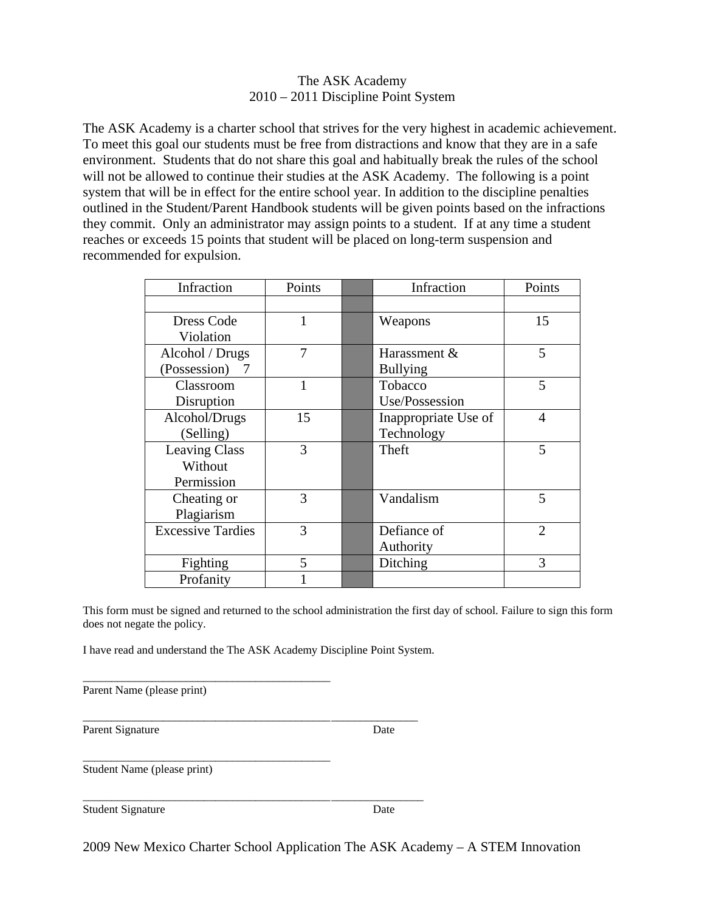# The ASK Academy
## 2010 – 2011 Discipline Point System

The ASK Academy is a charter school that strives for the very highest in academic achievement. To meet this goal our students must be free from distractions and know that they are in a safe environment. Students that do not share this goal and habitually break the rules of the school will not be allowed to continue their studies at the ASK Academy. The following is a point system that will be in effect for the entire school year. In addition to the discipline penalties outlined in the Student/Parent Handbook students will be given points based on the infractions they commit. Only an administrator may assign points to a student. If at any time a student reaches or exceeds 15 points that student will be placed on long-term suspension and recommended for expulsion.

| Infraction | Points | | Infraction | Points |
|---|---|---|---|---|
| | | | | |
| Dress Code Violation | 1 | | Weapons | 15 |
| Alcohol / Drugs (Possession) 7 | 7 | | Harassment & Bullying | 5 |
| Classroom Disruption | 1 | | Tobacco Use/Possession | 5 |
| Alcohol/Drugs (Selling) | 15 | | Inappropriate Use of Technology | 4 |
| Leaving Class Without Permission | 3 | | Theft | 5 |
| Cheating or Plagiarism | 3 | | Vandalism | 5 |
| Excessive Tardies | 3 | | Defiance of Authority | 2 |
| Fighting | 5 | | Ditching | 3 |
| Profanity | 1 | | | |

This form must be signed and returned to the school administration the first day of school. Failure to sign this form does not negate the policy.

I have read and understand the The ASK Academy Discipline Point System.

\_\_\_\_\_\_\_\_\_\_\_\_\_\_\_\_\_\_\_\_\_\_\_\_\_\_\_\_\_\_\_\_\_\_\_\_\_\_\_\_\_\_
Parent Name (please print)

\_\_\_\_\_\_\_\_\_\_\_\_\_\_\_\_\_\_\_\_\_\_\_\_\_\_\_\_\_\_\_\_\_\_\_\_\_\_\_\_\_\_\_\_\_\_\_\_\_\_\_\_\_\_\_\_
Parent Signature Date

\_\_\_\_\_\_\_\_\_\_\_\_\_\_\_\_\_\_\_\_\_\_\_\_\_\_\_\_\_\_\_\_\_\_\_\_\_\_\_\_\_\_
Student Name (please print)

\_\_\_\_\_\_\_\_\_\_\_\_\_\_\_\_\_\_\_\_\_\_\_\_\_\_\_\_\_\_\_\_\_\_\_\_\_\_\_\_\_\_\_\_\_\_\_\_\_\_\_\_\_\_\_\_
Student Signature Date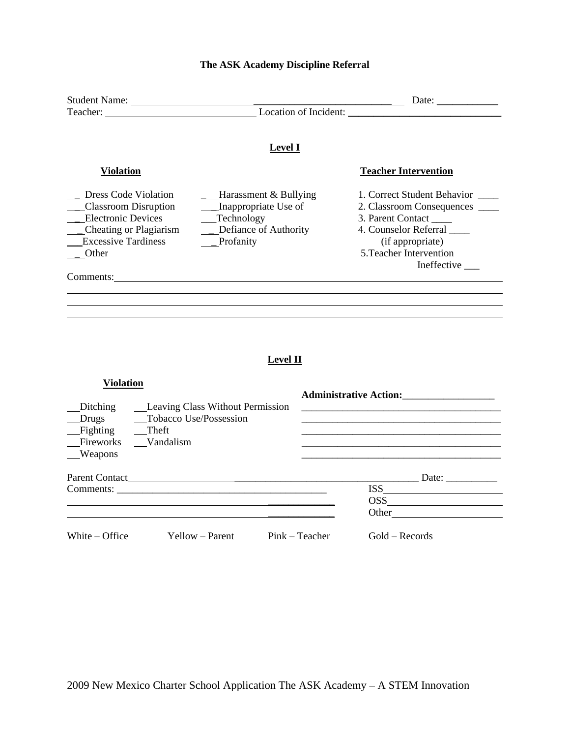# The ASK Academy Discipline Referral

Student Name: ______________________________________ Date: ____________
Teacher: ______________________________ Location of Incident: ______________________________

## Level I

**Violation**

___Dress Code Violation
___Classroom Disruption
___Electronic Devices
___Cheating or Plagiarism
___Excessive Tardiness
___Other

___Harassment & Bullying
___Inappropriate Use of
___Technology
___Defiance of Authority
___Profanity

**Teacher Intervention**

1. Correct Student Behavior ____
2. Classroom Consequences ____
3. Parent Contact ____
4. Counselor Referral ____ (if appropriate)
5. Teacher Intervention Ineffective ___

Comments: ____________________________________________________________
____________________________________________________________
____________________________________________________________
____________________________________________________________

## Level II

**Violation**

__Ditching
__Drugs
__Fighting
__Fireworks
__Weapons

__Leaving Class Without Permission
__Tobacco Use/Possession
__Theft
__Vandalism

**Administrative Action:** __________________
________________________________________
________________________________________
________________________________________
________________________________________
________________________________________

Parent Contact______________________________________________________ Date: __________
Comments: __________________________________________
____________________________________________________
____________________________________________________

ISS________________________
OSS________________________
Other_______________________

White – Office    Yellow – Parent    Pink – Teacher    Gold – Records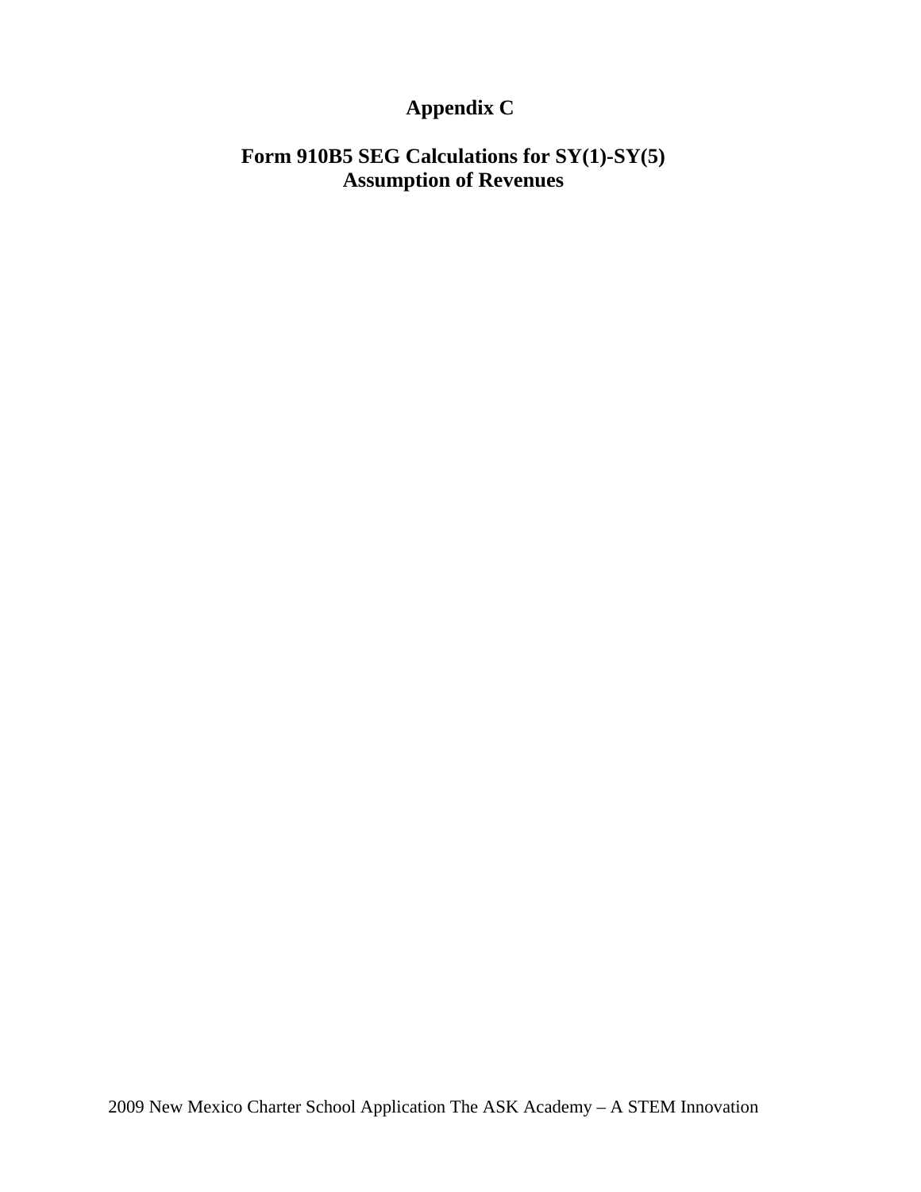# Appendix C

## Form 910B5 SEG Calculations for SY(1)-SY(5)
## Assumption of Revenues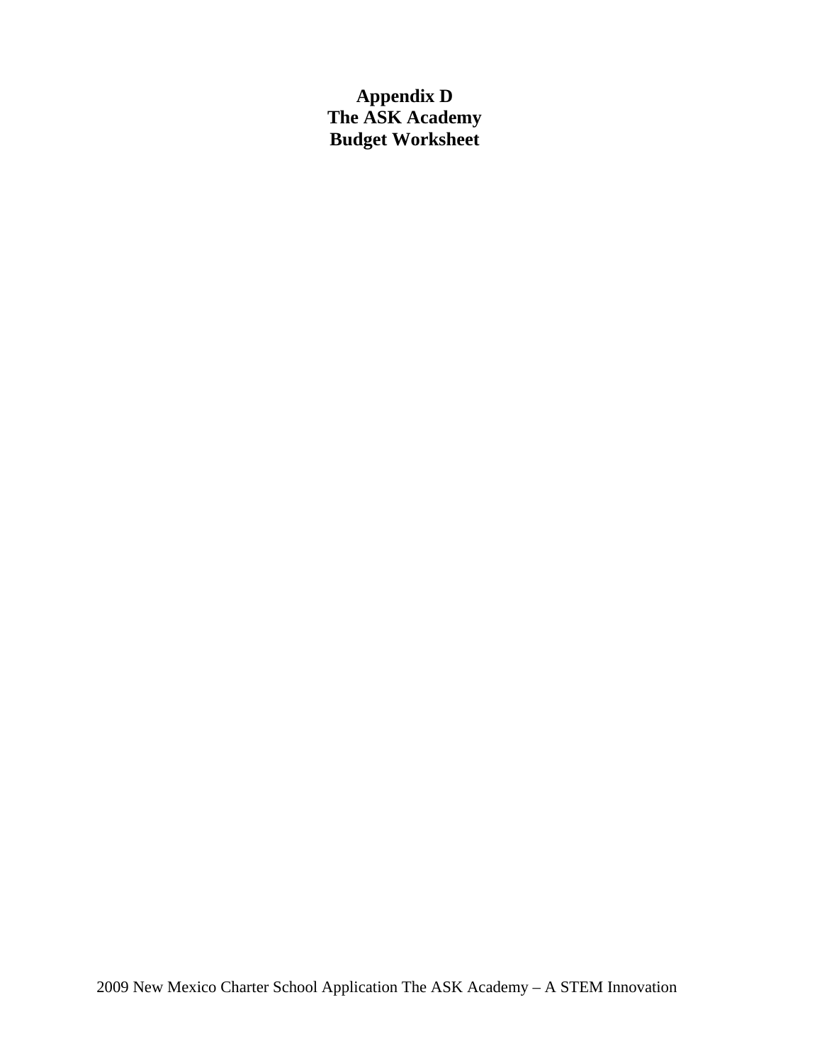# Appendix D
# The ASK Academy
# Budget Worksheet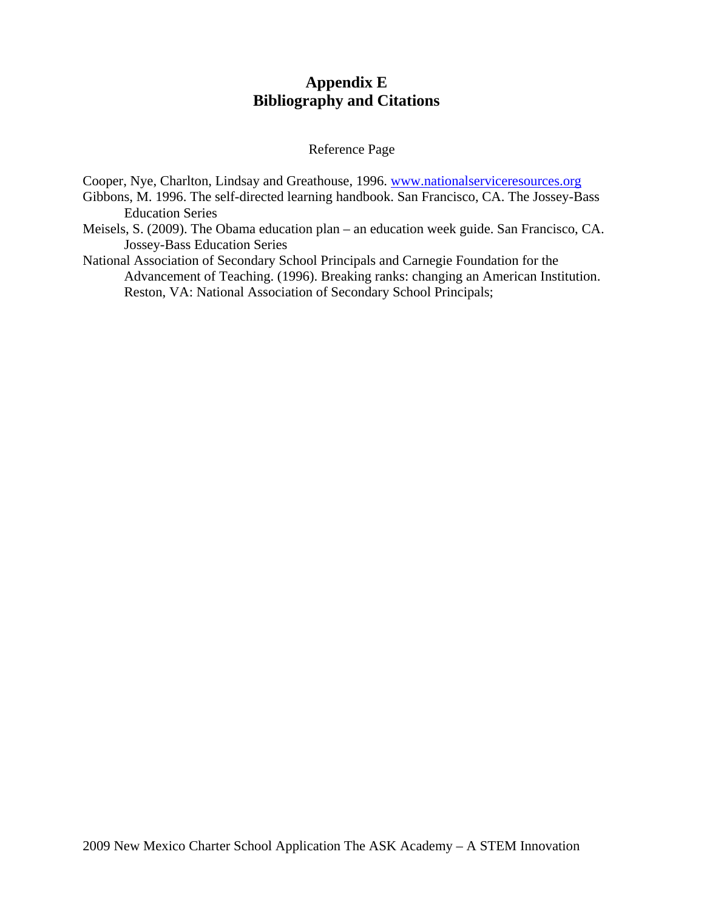# Appendix E
# Bibliography and Citations

Reference Page

Cooper, Nye, Charlton, Lindsay and Greathouse, 1996. www.nationalserviceresources.org

Gibbons, M. 1996. The self-directed learning handbook. San Francisco, CA. The Jossey-Bass Education Series

Meisels, S. (2009). The Obama education plan – an education week guide. San Francisco, CA. Jossey-Bass Education Series

National Association of Secondary School Principals and Carnegie Foundation for the Advancement of Teaching. (1996). Breaking ranks: changing an American Institution. Reston, VA: National Association of Secondary School Principals;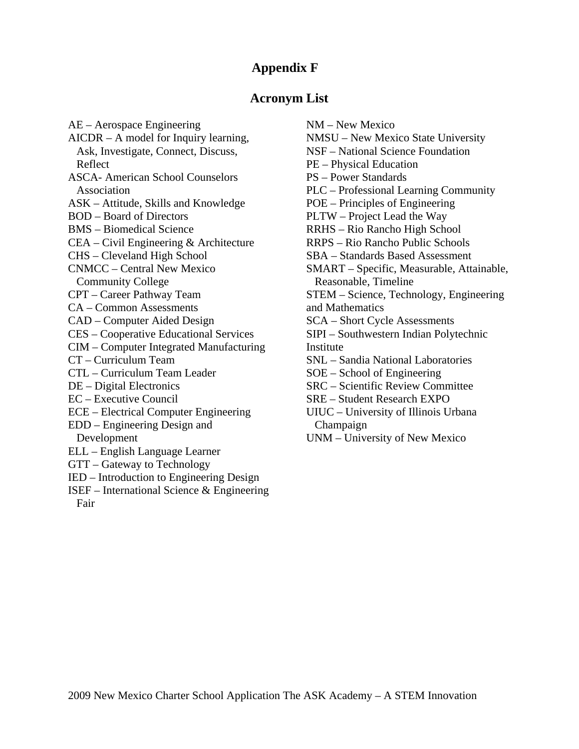# Appendix F

## Acronym List

AE – Aerospace Engineering
AICDR – A model for Inquiry learning, Ask, Investigate, Connect, Discuss, Reflect
ASCA- American School Counselors Association
ASK – Attitude, Skills and Knowledge
BOD – Board of Directors
BMS – Biomedical Science
CEA – Civil Engineering & Architecture
CHS – Cleveland High School
CNMCC – Central New Mexico Community College
CPT – Career Pathway Team
CA – Common Assessments
CAD – Computer Aided Design
CES – Cooperative Educational Services
CIM – Computer Integrated Manufacturing
CT – Curriculum Team
CTL – Curriculum Team Leader
DE – Digital Electronics
EC – Executive Council
ECE – Electrical Computer Engineering
EDD – Engineering Design and Development
ELL – English Language Learner
GTT – Gateway to Technology
IED – Introduction to Engineering Design
ISEF – International Science & Engineering Fair
NM – New Mexico
NMSU – New Mexico State University
NSF – National Science Foundation
PE – Physical Education
PS – Power Standards
PLC – Professional Learning Community
POE – Principles of Engineering
PLTW – Project Lead the Way
RRHS – Rio Rancho High School
RRPS – Rio Rancho Public Schools
SBA – Standards Based Assessment
SMART – Specific, Measurable, Attainable, Reasonable, Timeline
STEM – Science, Technology, Engineering and Mathematics
SCA – Short Cycle Assessments
SIPI – Southwestern Indian Polytechnic Institute
SNL – Sandia National Laboratories
SOE – School of Engineering
SRC – Scientific Review Committee
SRE – Student Research EXPO
UIUC – University of Illinois Urbana Champaign
UNM – University of New Mexico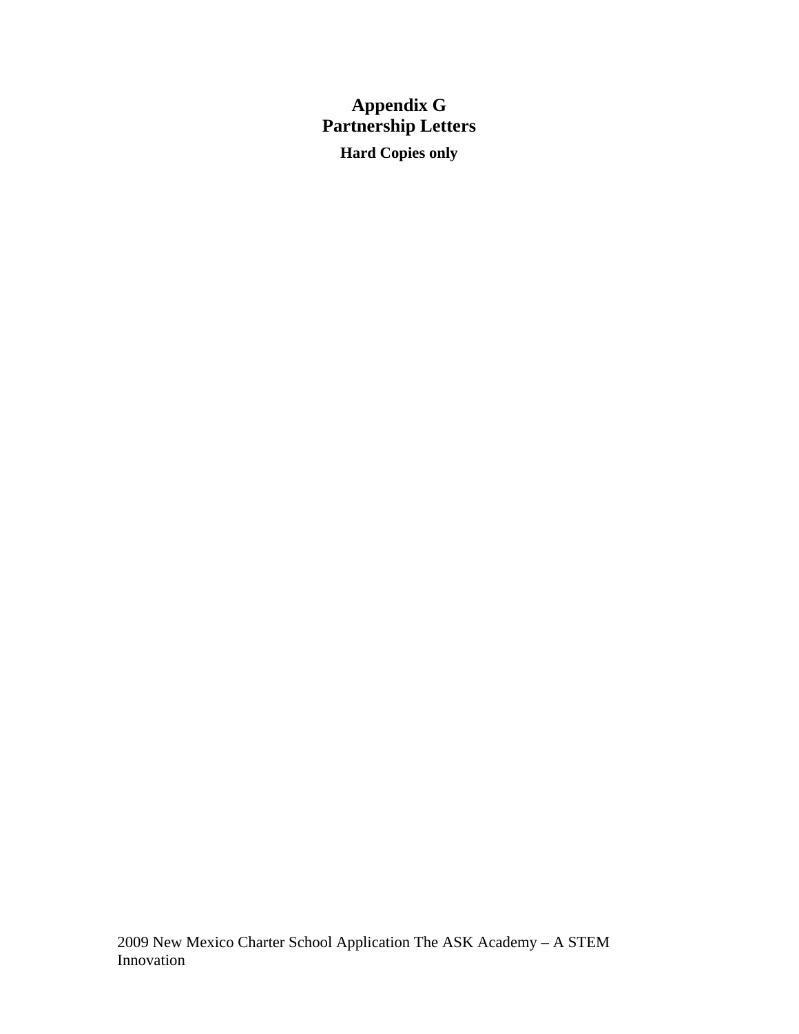# Appendix G
# Partnership Letters

**Hard Copies only**